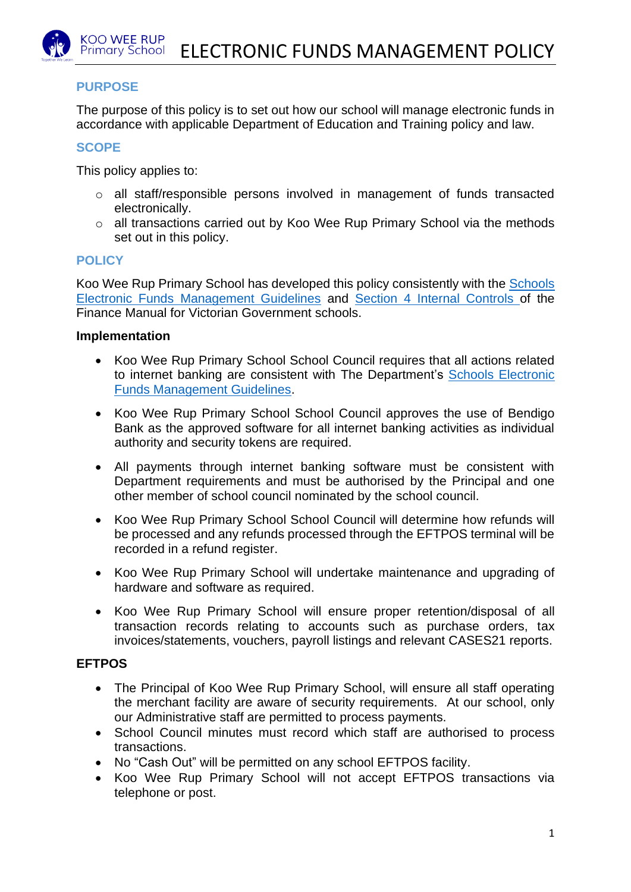# ELECTRONIC FUNDS MANAGEMENT POLICY

## PURPOSE

The purpose of this policy is to set out how our school will manage electronic funds in accordance with applicable Department of Education and Training policy and law.

## SCOPE

This policy applies to:

- all staff/responsible persons involved in management of funds transacted electronically.
- all transactions carried out by Koo Wee Rup Primary School via the methods set out in this policy.

## POLICY

Koo Wee Rup Primary School has developed this policy consistently with the [Schools Electronic Funds Management Guidelines]() and [Section 4 Internal Controls ]()of the Finance Manual for Victorian Government schools.

### Implementation

- Koo Wee Rup Primary School School Council requires that all actions related to internet banking are consistent with The Department's [Schools Electronic Funds Management Guidelines]().
- Koo Wee Rup Primary School School Council approves the use of Bendigo Bank as the approved software for all internet banking activities as individual authority and security tokens are required.
- All payments through internet banking software must be consistent with Department requirements and must be authorised by the Principal and one other member of school council nominated by the school council.
- Koo Wee Rup Primary School School Council will determine how refunds will be processed and any refunds processed through the EFTPOS terminal will be recorded in a refund register.
- Koo Wee Rup Primary School will undertake maintenance and upgrading of hardware and software as required.
- Koo Wee Rup Primary School will ensure proper retention/disposal of all transaction records relating to accounts such as purchase orders, tax invoices/statements, vouchers, payroll listings and relevant CASES21 reports.

### EFTPOS

- The Principal of Koo Wee Rup Primary School, will ensure all staff operating the merchant facility are aware of security requirements. At our school, only our Administrative staff are permitted to process payments.
- School Council minutes must record which staff are authorised to process transactions.
- No "Cash Out" will be permitted on any school EFTPOS facility.
- Koo Wee Rup Primary School will not accept EFTPOS transactions via telephone or post.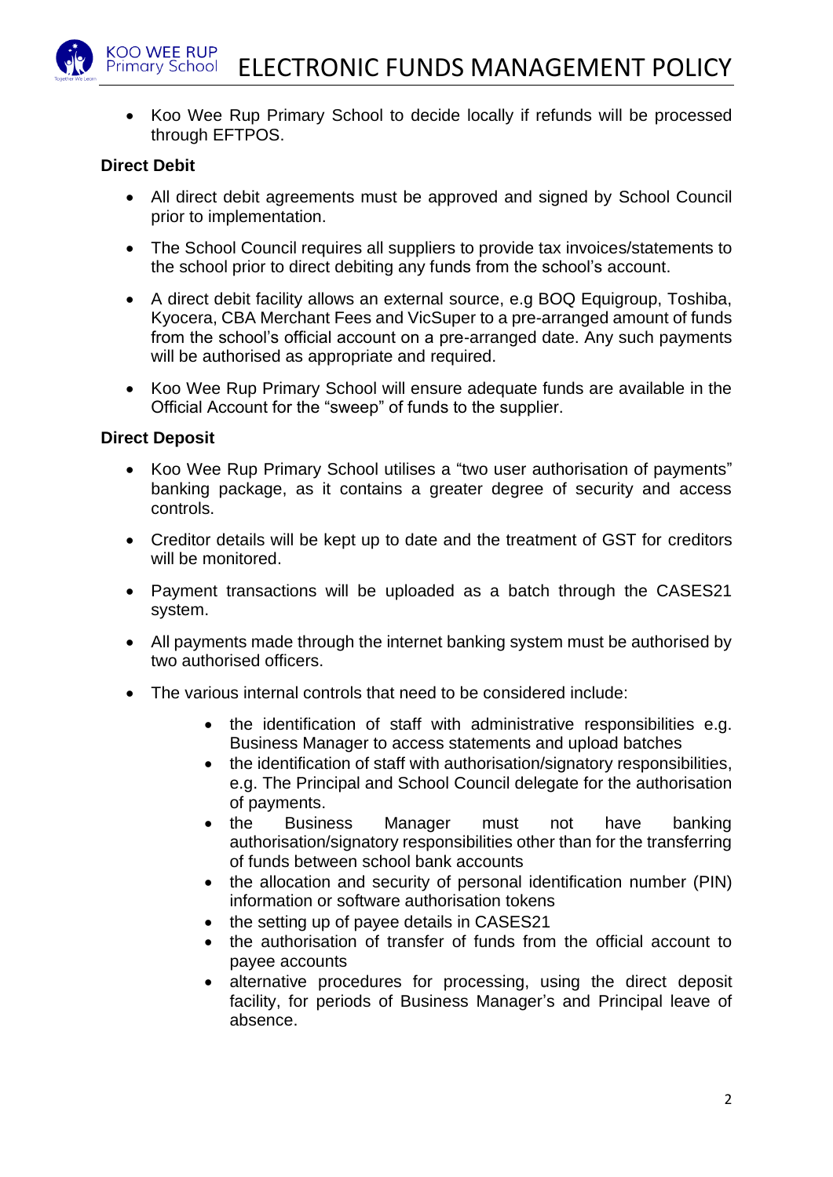- Koo Wee Rup Primary School to decide locally if refunds will be processed through EFTPOS.

**Direct Debit**

- All direct debit agreements must be approved and signed by School Council prior to implementation.
- The School Council requires all suppliers to provide tax invoices/statements to the school prior to direct debiting any funds from the school's account.
- A direct debit facility allows an external source, e.g BOQ Equigroup, Toshiba, Kyocera, CBA Merchant Fees and VicSuper to a pre-arranged amount of funds from the school's official account on a pre-arranged date. Any such payments will be authorised as appropriate and required.
- Koo Wee Rup Primary School will ensure adequate funds are available in the Official Account for the "sweep" of funds to the supplier.

**Direct Deposit**

- Koo Wee Rup Primary School utilises a "two user authorisation of payments" banking package, as it contains a greater degree of security and access controls.
- Creditor details will be kept up to date and the treatment of GST for creditors will be monitored.
- Payment transactions will be uploaded as a batch through the CASES21 system.
- All payments made through the internet banking system must be authorised by two authorised officers.
- The various internal controls that need to be considered include:
    - the identification of staff with administrative responsibilities e.g. Business Manager to access statements and upload batches
    - the identification of staff with authorisation/signatory responsibilities, e.g. The Principal and School Council delegate for the authorisation of payments.
    - the Business Manager must not have banking authorisation/signatory responsibilities other than for the transferring of funds between school bank accounts
    - the allocation and security of personal identification number (PIN) information or software authorisation tokens
    - the setting up of payee details in CASES21
    - the authorisation of transfer of funds from the official account to payee accounts
    - alternative procedures for processing, using the direct deposit facility, for periods of Business Manager's and Principal leave of absence.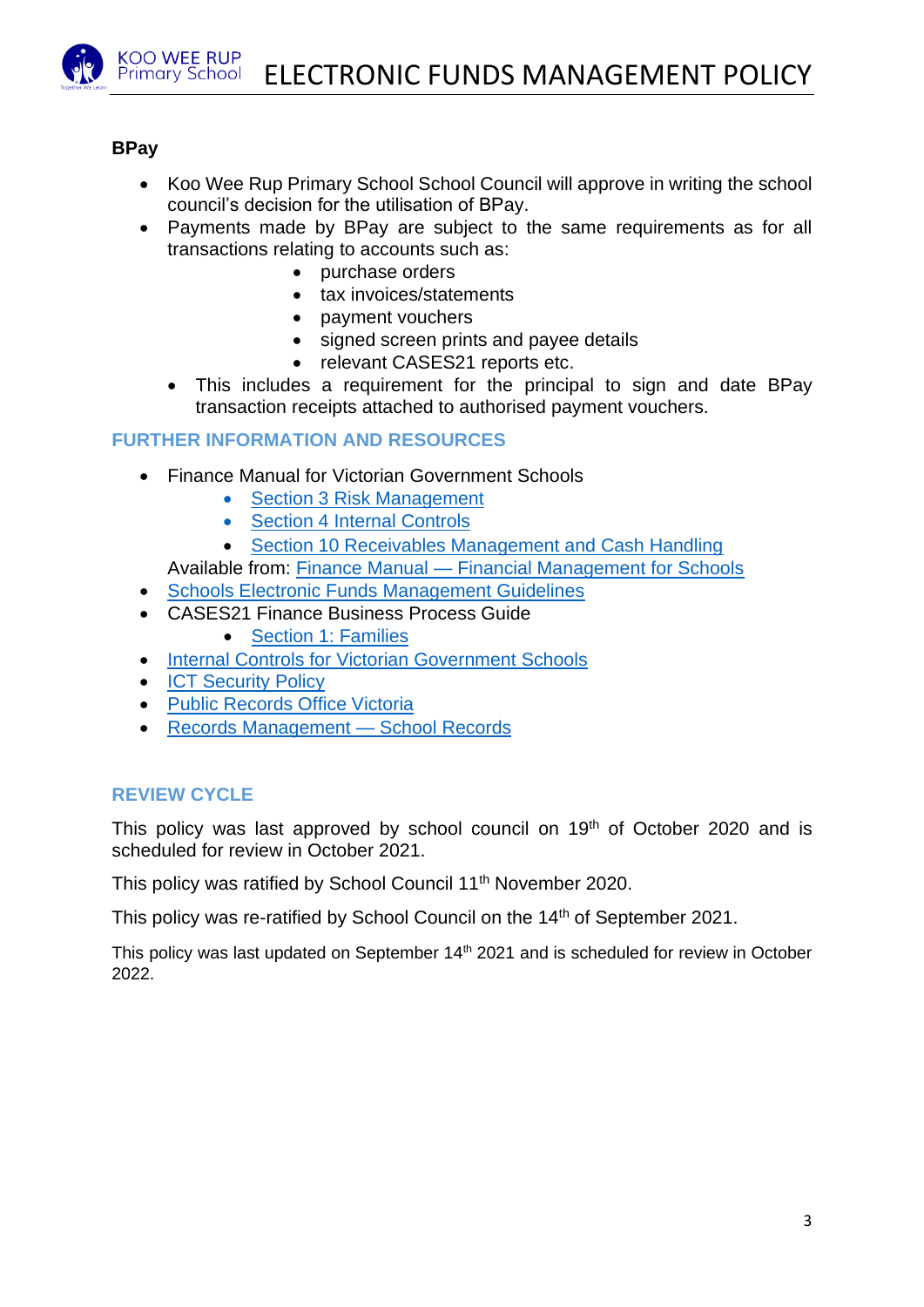### BPay

- Koo Wee Rup Primary School School Council will approve in writing the school council's decision for the utilisation of BPay.
- Payments made by BPay are subject to the same requirements as for all transactions relating to accounts such as:
    - purchase orders
    - tax invoices/statements
    - payment vouchers
    - signed screen prints and payee details
    - relevant CASES21 reports etc.
  - This includes a requirement for the principal to sign and date BPay transaction receipts attached to authorised payment vouchers.

## FURTHER INFORMATION AND RESOURCES

- Finance Manual for Victorian Government Schools
    - Section 3 Risk Management
    - Section 4 Internal Controls
    - Section 10 Receivables Management and Cash Handling

  Available from: Finance Manual — Financial Management for Schools
- Schools Electronic Funds Management Guidelines
- CASES21 Finance Business Process Guide
    - Section 1: Families
- Internal Controls for Victorian Government Schools
- ICT Security Policy
- Public Records Office Victoria
- Records Management — School Records

## REVIEW CYCLE

This policy was last approved by school council on 19th of October 2020 and is scheduled for review in October 2021.

This policy was ratified by School Council 11th November 2020.

This policy was re-ratified by School Council on the 14th of September 2021.

This policy was last updated on September 14th 2021 and is scheduled for review in October 2022.